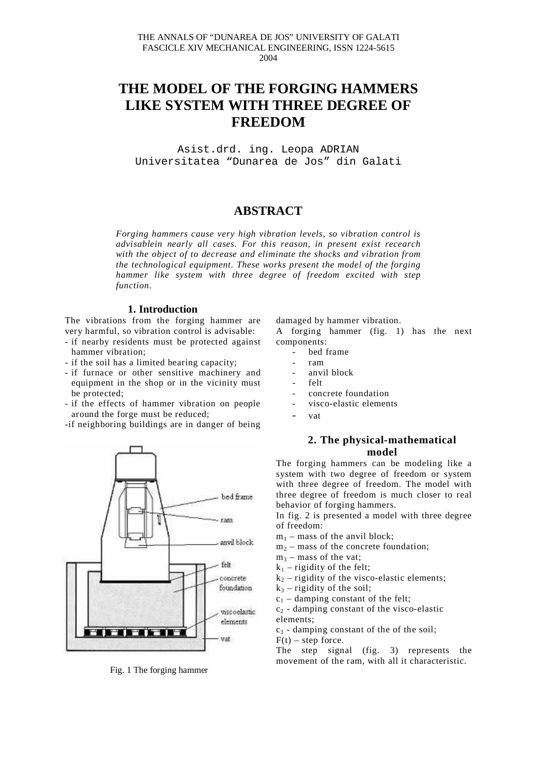THE ANNALS OF "DUNAREA DE JOS" UNIVERSITY OF GALATI
FASCICLE XIV MECHANICAL ENGINEERING, ISSN 1224-5615
2004

# THE MODEL OF THE FORGING HAMMERS LIKE SYSTEM WITH THREE DEGREE OF FREEDOM

Asist.drd. ing. Leopa ADRIAN
Universitatea "Dunarea de Jos" din Galati

## ABSTRACT

*Forging hammers cause very high vibration levels, so vibration control is advisablein nearly all cases. For this reason, in present exist recearch with the object of to decrease and eliminate the shocks and vibration from the technological equipment. These works present the model of the forging hammer like system with three degree of freedom excited with step function.*

### 1. Introduction

The vibrations from the forging hammer are very harmful, so vibration control is advisable:

- if nearby residents must be protected against hammer vibration;
- if the soil has a limited bearing capacity;
- if furnace or other sensitive machinery and equipment in the shop or in the vicinity must be protected;
- if the effects of hammer vibration on people around the forge must be reduced;
- if neighboring buildings are in danger of being damaged by hammer vibration.

A forging hammer (fig. 1) has the next components:

- bed frame
- ram
- anvil block
- felt
- concrete foundation
- visco-elastic elements
- vat

Fig. 1 The forging hammer

### 2. The physical-mathematical model

The forging hammers can be modeling like a system with two degree of freedom or system with three degree of freedom. The model with three degree of freedom is much closer to real behavior of forging hammers.

In fig. 2 is presented a model with three degree of freedom:

$m_1$ – mass of the anvil block;
$m_2$ – mass of the concrete foundation;
$m_3$ – mass of the vat;
$k_1$ – rigidity of the felt;
$k_2$ – rigidity of the visco-elastic elements;
$k_3$ – rigidity of the soil;
$c_1$ – damping constant of the felt;
$c_2$ - damping constant of the visco-elastic elements;
$c_3$ - damping constant of the of the soil;
$F(t)$ – step force.

The step signal (fig. 3) represents the movement of the ram, with all it characteristic.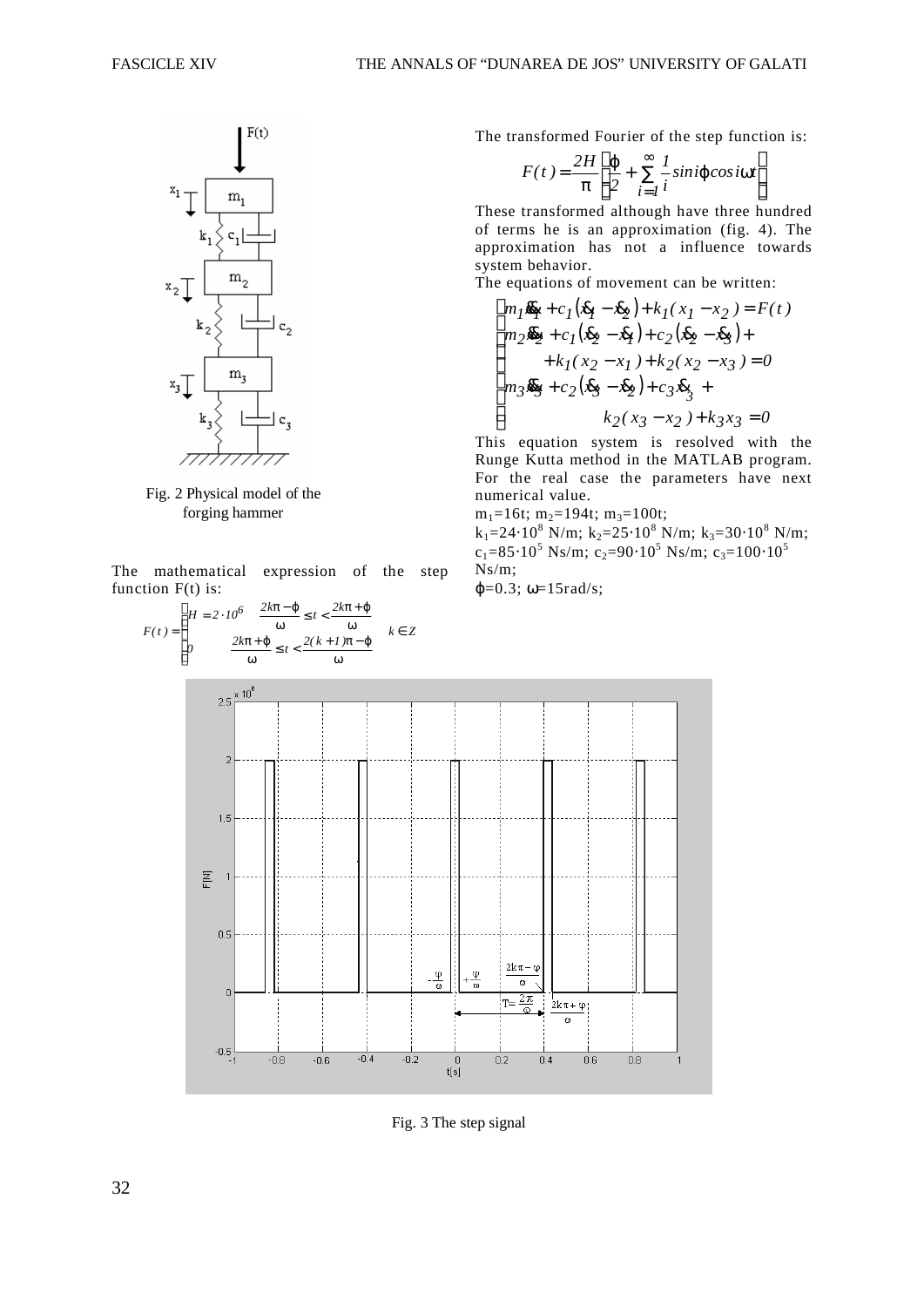Fig. 2 Physical model of the forging hammer

The mathematical expression of the step function F(t) is:

$$F(t)=\begin{cases} H=2\cdot 10^{6} & \frac{2k\pi-\varphi}{\omega}\le t<\frac{2k\pi+\varphi}{\omega} \\ 0 & \frac{2k\pi+\varphi}{\omega}\le t<\frac{2(k+1)\pi-\varphi}{\omega} \end{cases} \quad k\in Z$$

The transformed Fourier of the step function is:

$$F(t)=\frac{2H}{\pi}\left(\frac{\varphi}{2}+\sum_{i=1}^{\infty}\frac{1}{i}\sin i\varphi\cos i\omega t\right)$$

These transformed although have three hundred of terms he is an approximation (fig. 4). The approximation has not a influence towards system behavior.

The equations of movement can be written:

$$\begin{cases} m_1\ddot{x}_1+c_1\left(\dot{x}_1-\dot{x}_2\right)+k_1(x_1-x_2)=F(t) \\ m_2\ddot{x}_2+c_1\left(\dot{x}_2-\dot{x}_1\right)+c_2\left(\dot{x}_2-\dot{x}_3\right)+ \\ \quad +k_1(x_2-x_1)+k_2(x_2-x_3)=0 \\ m_3\ddot{x}_3+c_2\left(\dot{x}_3-\dot{x}_2\right)+c_3\dot{x}_3+ \\ \quad k_2(x_3-x_2)+k_3x_3=0 \end{cases}$$

This equation system is resolved with the Runge Kutta method in the MATLAB program. For the real case the parameters have next numerical value.

$m_1$=16t; $m_2$=194t; $m_3$=100t;

$k_1=24\cdot10^8$ N/m; $k_2=25\cdot10^8$ N/m; $k_3=30\cdot10^8$ N/m;

$c_1=85\cdot10^5$ Ns/m; $c_2=90\cdot10^5$ Ns/m; $c_3=100\cdot10^5$ Ns/m;

$\varphi=0.3$; $\omega$=15rad/s;

Fig. 3 The step signal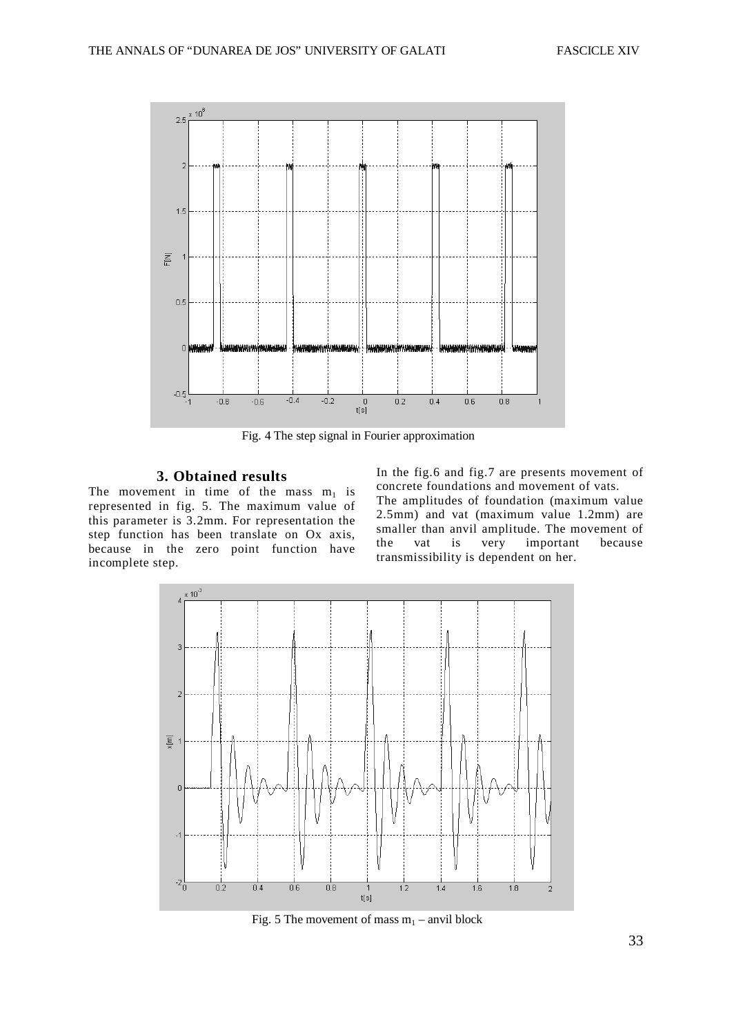Fig. 4 The step signal in Fourier approximation

## 3. Obtained results

The movement in time of the mass $m_1$ is represented in fig. 5. The maximum value of this parameter is 3.2mm. For representation the step function has been translate on Ox axis, because in the zero point function have incomplete step.

In the fig.6 and fig.7 are presents movement of concrete foundations and movement of vats.

The amplitudes of foundation (maximum value 2.5mm) and vat (maximum value 1.2mm) are smaller than anvil amplitude. The movement of the vat is very important because transmissibility is dependent on her.

Fig. 5 The movement of mass $m_1$ – anvil block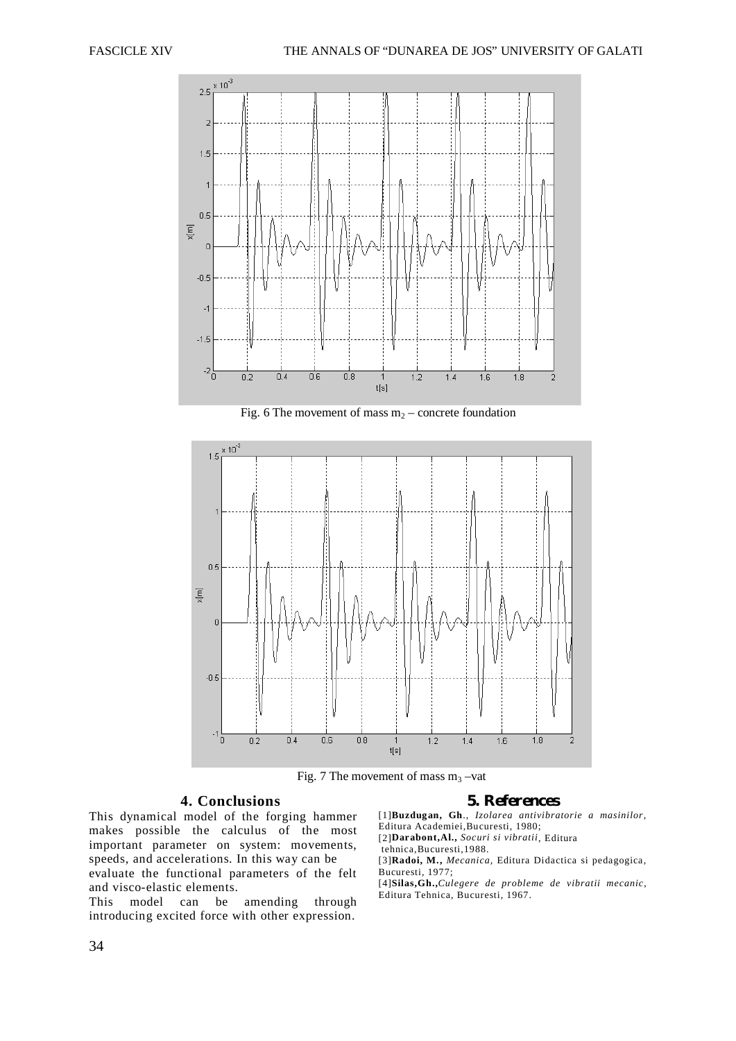x 10^-3

2.5

2

1.5

1

0.5

0

-0.5

-1

-1.5

-2

x[m]

0 0.2 0.4 0.6 0.8 1 1.2 1.4 1.6 1.8 2

t[s]

Fig. 6 The movement of mass $m_2$ – concrete foundation

x 10^-3

1.5

1

0.5

0

-0.5

-1

x[m]

0 0.2 0.4 0.6 0.8 1 1.2 1.4 1.6 1.8 2

t[s]

Fig. 7 The movement of mass $m_3$ –vat

## 4. Conclusions

This dynamical model of the forging hammer makes possible the calculus of the most important parameter on system: movements, speeds, and accelerations. In this way can be evaluate the functional parameters of the felt and visco-elastic elements.

This model can be amending through introducing excited force with other expression.

## 5. References

[1]**Buzdugan, Gh**., *Izolarea antivibratorie a masinilor*, Editura Academiei,Bucuresti, 1980;

[2]**Darabont,Al.,** *Socuri si vibratii*, Editura tehnica,Bucuresti,1988.

[3]**Radoi, M.,** *Mecanica*, Editura Didactica si pedagogica, Bucuresti, 1977;

[4]**Silas,Gh.,***Culegere de probleme de vibratii mecanic*, Editura Tehnica, Bucuresti, 1967.